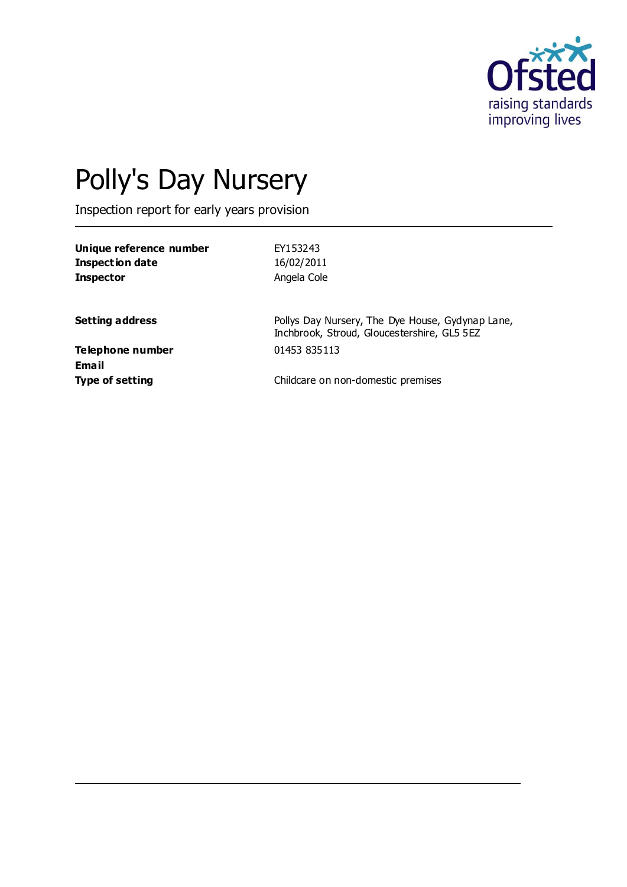# Polly's Day Nursery

Inspection report for early years provision

| | |
|---|---|
| **Unique reference number** | EY153243 |
| **Inspection date** | 16/02/2011 |
| **Inspector** | Angela Cole |
| | |
| **Setting address** | Pollys Day Nursery, The Dye House, Gydynap Lane, Inchbrook, Stroud, Gloucestershire, GL5 5EZ |
| **Telephone number** | 01453 835113 |
| **Email** | |
| **Type of setting** | Childcare on non-domestic premises |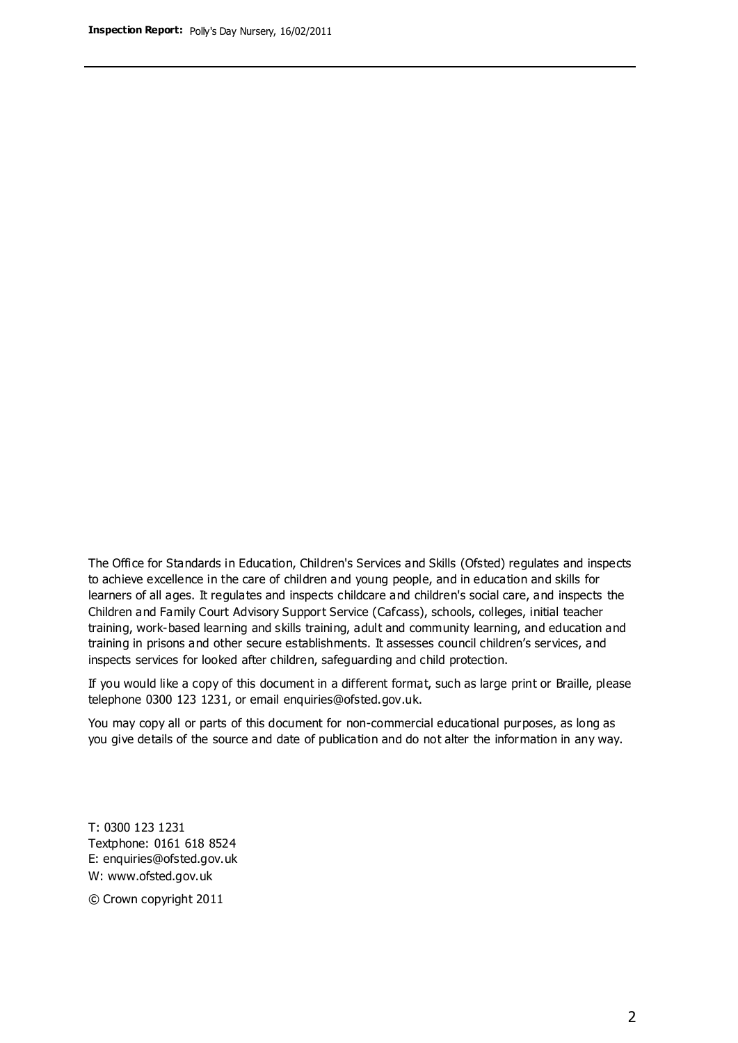The Office for Standards in Education, Children's Services and Skills (Ofsted) regulates and inspects to achieve excellence in the care of children and young people, and in education and skills for learners of all ages. It regulates and inspects childcare and children's social care, and inspects the Children and Family Court Advisory Support Service (Cafcass), schools, colleges, initial teacher training, work-based learning and skills training, adult and community learning, and education and training in prisons and other secure establishments. It assesses council children's services, and inspects services for looked after children, safeguarding and child protection.

If you would like a copy of this document in a different format, such as large print or Braille, please telephone 0300 123 1231, or email enquiries@ofsted.gov.uk.

You may copy all or parts of this document for non-commercial educational purposes, as long as you give details of the source and date of publication and do not alter the information in any way.

T: 0300 123 1231
Textphone: 0161 618 8524
E: enquiries@ofsted.gov.uk
W: www.ofsted.gov.uk

© Crown copyright 2011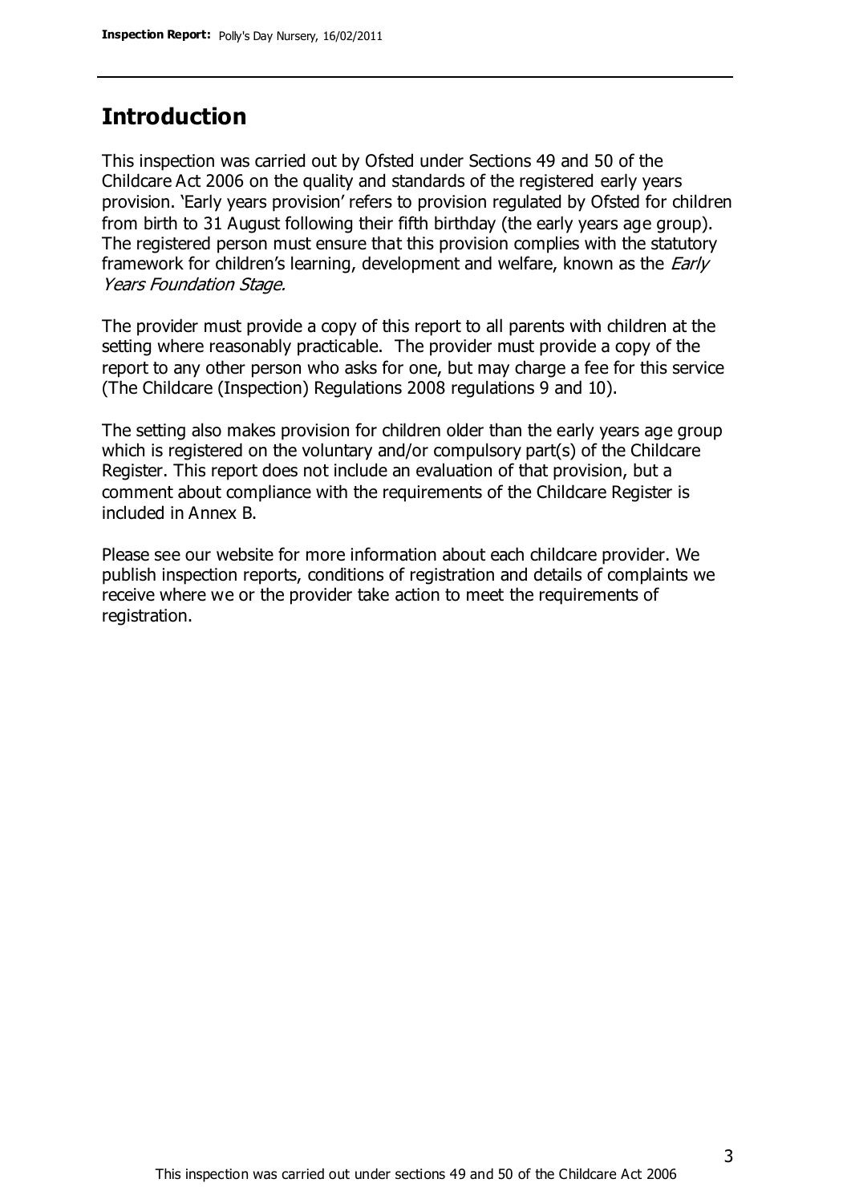## Introduction

This inspection was carried out by Ofsted under Sections 49 and 50 of the Childcare Act 2006 on the quality and standards of the registered early years provision. 'Early years provision' refers to provision regulated by Ofsted for children from birth to 31 August following their fifth birthday (the early years age group). The registered person must ensure that this provision complies with the statutory framework for children's learning, development and welfare, known as the *Early Years Foundation Stage.*

The provider must provide a copy of this report to all parents with children at the setting where reasonably practicable. The provider must provide a copy of the report to any other person who asks for one, but may charge a fee for this service (The Childcare (Inspection) Regulations 2008 regulations 9 and 10).

The setting also makes provision for children older than the early years age group which is registered on the voluntary and/or compulsory part(s) of the Childcare Register. This report does not include an evaluation of that provision, but a comment about compliance with the requirements of the Childcare Register is included in Annex B.

Please see our website for more information about each childcare provider. We publish inspection reports, conditions of registration and details of complaints we receive where we or the provider take action to meet the requirements of registration.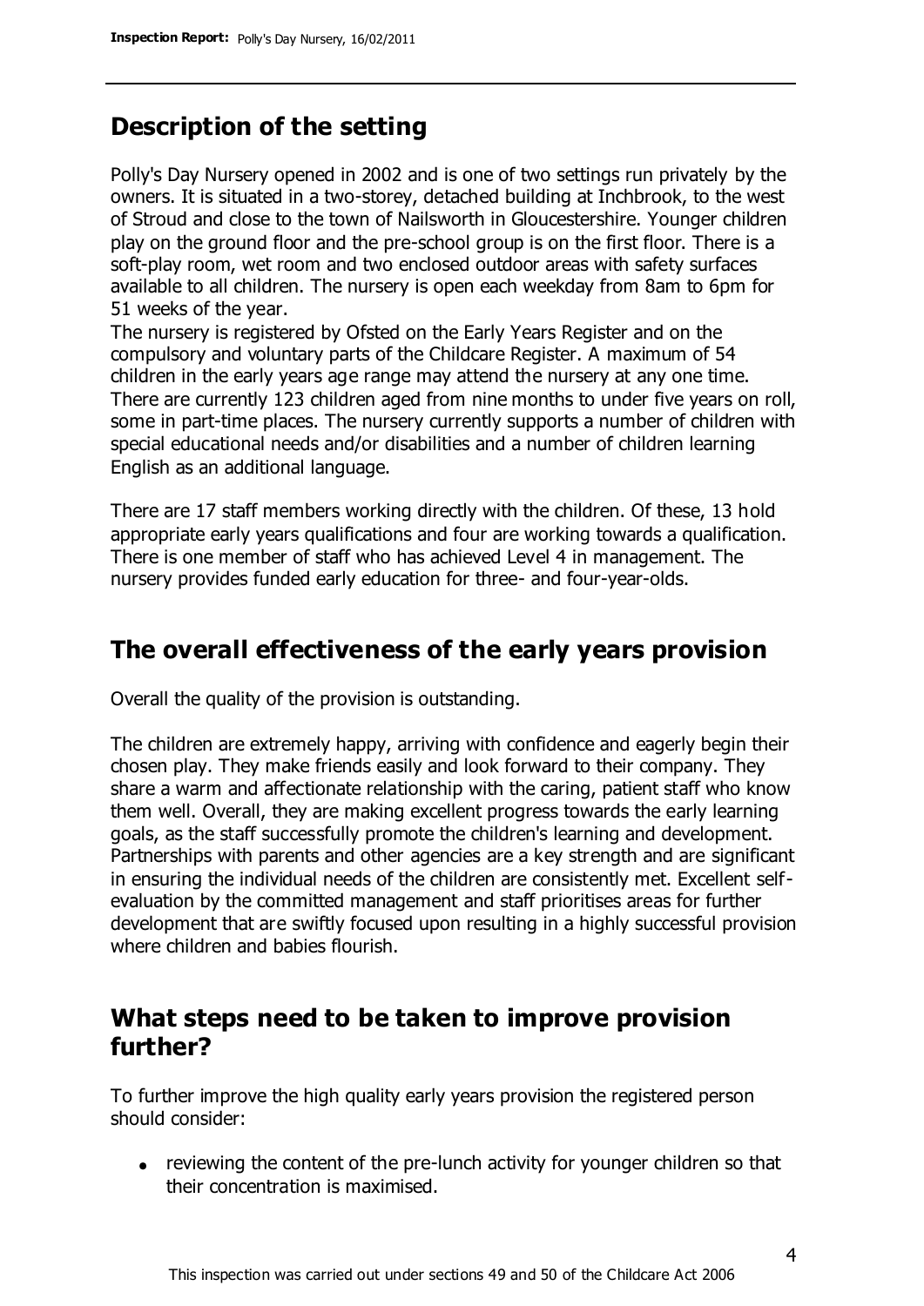## Description of the setting

Polly's Day Nursery opened in 2002 and is one of two settings run privately by the owners. It is situated in a two-storey, detached building at Inchbrook, to the west of Stroud and close to the town of Nailsworth in Gloucestershire. Younger children play on the ground floor and the pre-school group is on the first floor. There is a soft-play room, wet room and two enclosed outdoor areas with safety surfaces available to all children. The nursery is open each weekday from 8am to 6pm for 51 weeks of the year.

The nursery is registered by Ofsted on the Early Years Register and on the compulsory and voluntary parts of the Childcare Register. A maximum of 54 children in the early years age range may attend the nursery at any one time. There are currently 123 children aged from nine months to under five years on roll, some in part-time places. The nursery currently supports a number of children with special educational needs and/or disabilities and a number of children learning English as an additional language.

There are 17 staff members working directly with the children. Of these, 13 hold appropriate early years qualifications and four are working towards a qualification. There is one member of staff who has achieved Level 4 in management. The nursery provides funded early education for three- and four-year-olds.

## The overall effectiveness of the early years provision

Overall the quality of the provision is outstanding.

The children are extremely happy, arriving with confidence and eagerly begin their chosen play. They make friends easily and look forward to their company. They share a warm and affectionate relationship with the caring, patient staff who know them well. Overall, they are making excellent progress towards the early learning goals, as the staff successfully promote the children's learning and development. Partnerships with parents and other agencies are a key strength and are significant in ensuring the individual needs of the children are consistently met. Excellent self-evaluation by the committed management and staff prioritises areas for further development that are swiftly focused upon resulting in a highly successful provision where children and babies flourish.

## What steps need to be taken to improve provision further?

To further improve the high quality early years provision the registered person should consider:

- reviewing the content of the pre-lunch activity for younger children so that their concentration is maximised.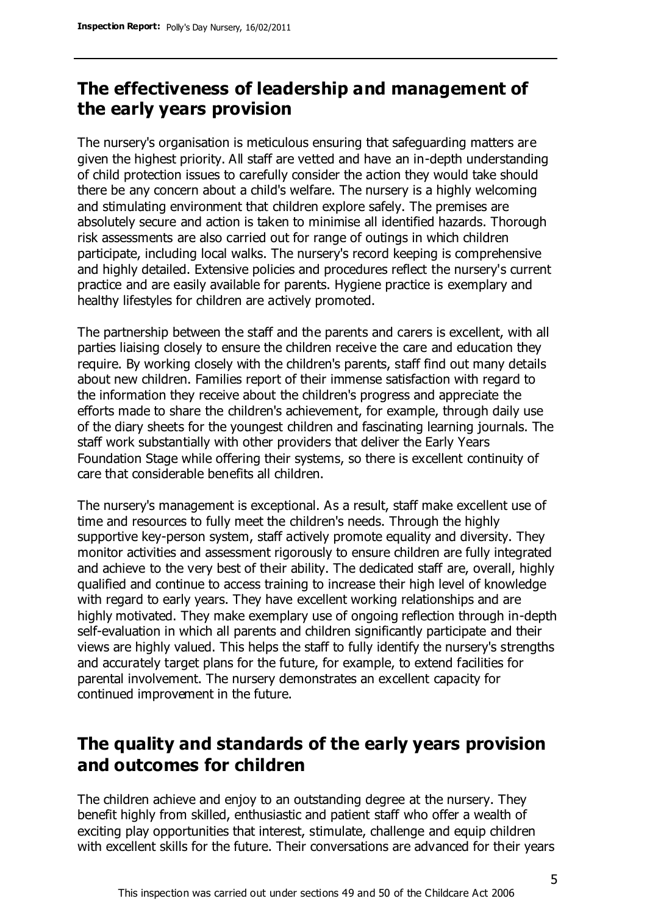## The effectiveness of leadership and management of the early years provision

The nursery's organisation is meticulous ensuring that safeguarding matters are given the highest priority. All staff are vetted and have an in-depth understanding of child protection issues to carefully consider the action they would take should there be any concern about a child's welfare. The nursery is a highly welcoming and stimulating environment that children explore safely. The premises are absolutely secure and action is taken to minimise all identified hazards. Thorough risk assessments are also carried out for range of outings in which children participate, including local walks. The nursery's record keeping is comprehensive and highly detailed. Extensive policies and procedures reflect the nursery's current practice and are easily available for parents. Hygiene practice is exemplary and healthy lifestyles for children are actively promoted.

The partnership between the staff and the parents and carers is excellent, with all parties liaising closely to ensure the children receive the care and education they require. By working closely with the children's parents, staff find out many details about new children. Families report of their immense satisfaction with regard to the information they receive about the children's progress and appreciate the efforts made to share the children's achievement, for example, through daily use of the diary sheets for the youngest children and fascinating learning journals. The staff work substantially with other providers that deliver the Early Years Foundation Stage while offering their systems, so there is excellent continuity of care that considerable benefits all children.

The nursery's management is exceptional. As a result, staff make excellent use of time and resources to fully meet the children's needs. Through the highly supportive key-person system, staff actively promote equality and diversity. They monitor activities and assessment rigorously to ensure children are fully integrated and achieve to the very best of their ability. The dedicated staff are, overall, highly qualified and continue to access training to increase their high level of knowledge with regard to early years. They have excellent working relationships and are highly motivated. They make exemplary use of ongoing reflection through in-depth self-evaluation in which all parents and children significantly participate and their views are highly valued. This helps the staff to fully identify the nursery's strengths and accurately target plans for the future, for example, to extend facilities for parental involvement. The nursery demonstrates an excellent capacity for continued improvement in the future.

## The quality and standards of the early years provision and outcomes for children

The children achieve and enjoy to an outstanding degree at the nursery. They benefit highly from skilled, enthusiastic and patient staff who offer a wealth of exciting play opportunities that interest, stimulate, challenge and equip children with excellent skills for the future. Their conversations are advanced for their years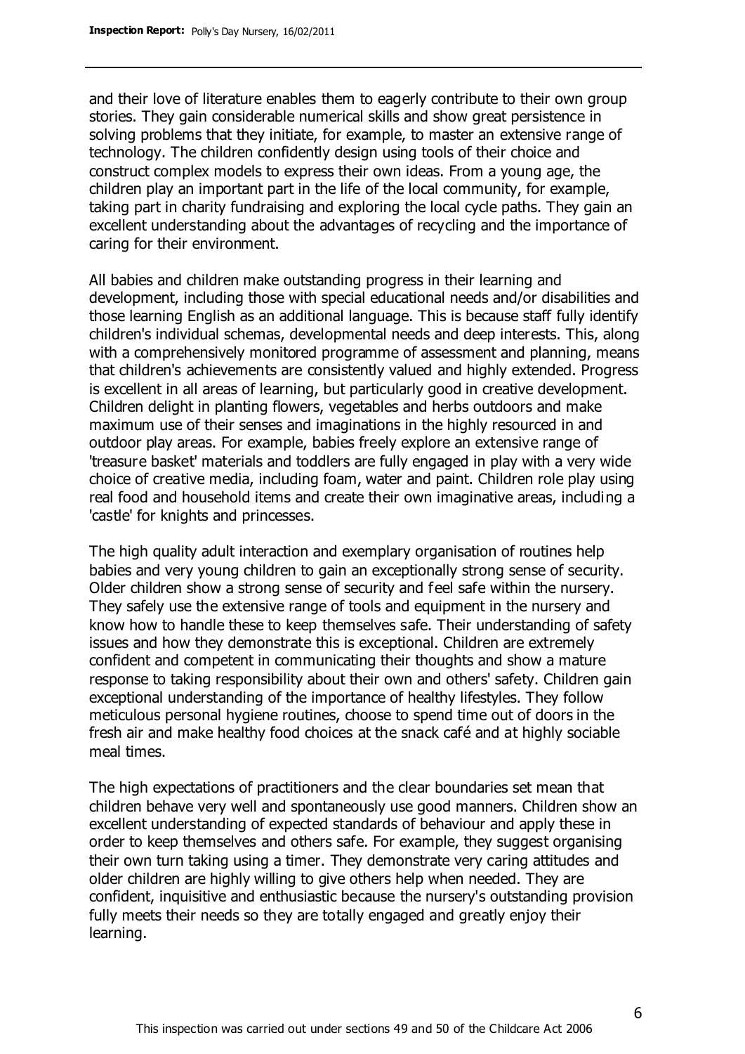and their love of literature enables them to eagerly contribute to their own group stories. They gain considerable numerical skills and show great persistence in solving problems that they initiate, for example, to master an extensive range of technology. The children confidently design using tools of their choice and construct complex models to express their own ideas. From a young age, the children play an important part in the life of the local community, for example, taking part in charity fundraising and exploring the local cycle paths. They gain an excellent understanding about the advantages of recycling and the importance of caring for their environment.

All babies and children make outstanding progress in their learning and development, including those with special educational needs and/or disabilities and those learning English as an additional language. This is because staff fully identify children's individual schemas, developmental needs and deep interests. This, along with a comprehensively monitored programme of assessment and planning, means that children's achievements are consistently valued and highly extended. Progress is excellent in all areas of learning, but particularly good in creative development. Children delight in planting flowers, vegetables and herbs outdoors and make maximum use of their senses and imaginations in the highly resourced in and outdoor play areas. For example, babies freely explore an extensive range of 'treasure basket' materials and toddlers are fully engaged in play with a very wide choice of creative media, including foam, water and paint. Children role play using real food and household items and create their own imaginative areas, including a 'castle' for knights and princesses.

The high quality adult interaction and exemplary organisation of routines help babies and very young children to gain an exceptionally strong sense of security. Older children show a strong sense of security and feel safe within the nursery. They safely use the extensive range of tools and equipment in the nursery and know how to handle these to keep themselves safe. Their understanding of safety issues and how they demonstrate this is exceptional. Children are extremely confident and competent in communicating their thoughts and show a mature response to taking responsibility about their own and others' safety. Children gain exceptional understanding of the importance of healthy lifestyles. They follow meticulous personal hygiene routines, choose to spend time out of doors in the fresh air and make healthy food choices at the snack café and at highly sociable meal times.

The high expectations of practitioners and the clear boundaries set mean that children behave very well and spontaneously use good manners. Children show an excellent understanding of expected standards of behaviour and apply these in order to keep themselves and others safe. For example, they suggest organising their own turn taking using a timer. They demonstrate very caring attitudes and older children are highly willing to give others help when needed. They are confident, inquisitive and enthusiastic because the nursery's outstanding provision fully meets their needs so they are totally engaged and greatly enjoy their learning.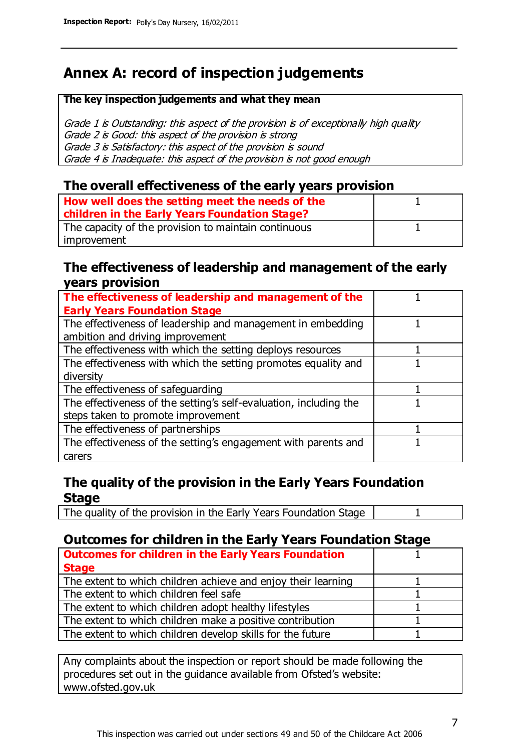# Annex A: record of inspection judgements

**The key inspection judgements and what they mean**

*Grade 1 is Outstanding: this aspect of the provision is of exceptionally high quality*
*Grade 2 is Good: this aspect of the provision is strong*
*Grade 3 is Satisfactory: this aspect of the provision is sound*
*Grade 4 is Inadequate: this aspect of the provision is not good enough*

## The overall effectiveness of the early years provision

| | |
|---|---|
| **How well does the setting meet the needs of the children in the Early Years Foundation Stage?** | 1 |
| The capacity of the provision to maintain continuous improvement | 1 |

## The effectiveness of leadership and management of the early years provision

| | |
|---|---|
| **The effectiveness of leadership and management of the Early Years Foundation Stage** | 1 |
| The effectiveness of leadership and management in embedding ambition and driving improvement | 1 |
| The effectiveness with which the setting deploys resources | 1 |
| The effectiveness with which the setting promotes equality and diversity | 1 |
| The effectiveness of safeguarding | 1 |
| The effectiveness of the setting's self-evaluation, including the steps taken to promote improvement | 1 |
| The effectiveness of partnerships | 1 |
| The effectiveness of the setting's engagement with parents and carers | 1 |

## The quality of the provision in the Early Years Foundation Stage

| | |
|---|---|
| The quality of the provision in the Early Years Foundation Stage | 1 |

## Outcomes for children in the Early Years Foundation Stage

| | |
|---|---|
| **Outcomes for children in the Early Years Foundation Stage** | 1 |
| The extent to which children achieve and enjoy their learning | 1 |
| The extent to which children feel safe | 1 |
| The extent to which children adopt healthy lifestyles | 1 |
| The extent to which children make a positive contribution | 1 |
| The extent to which children develop skills for the future | 1 |

Any complaints about the inspection or report should be made following the procedures set out in the guidance available from Ofsted's website: www.ofsted.gov.uk

This inspection was carried out under sections 49 and 50 of the Childcare Act 2006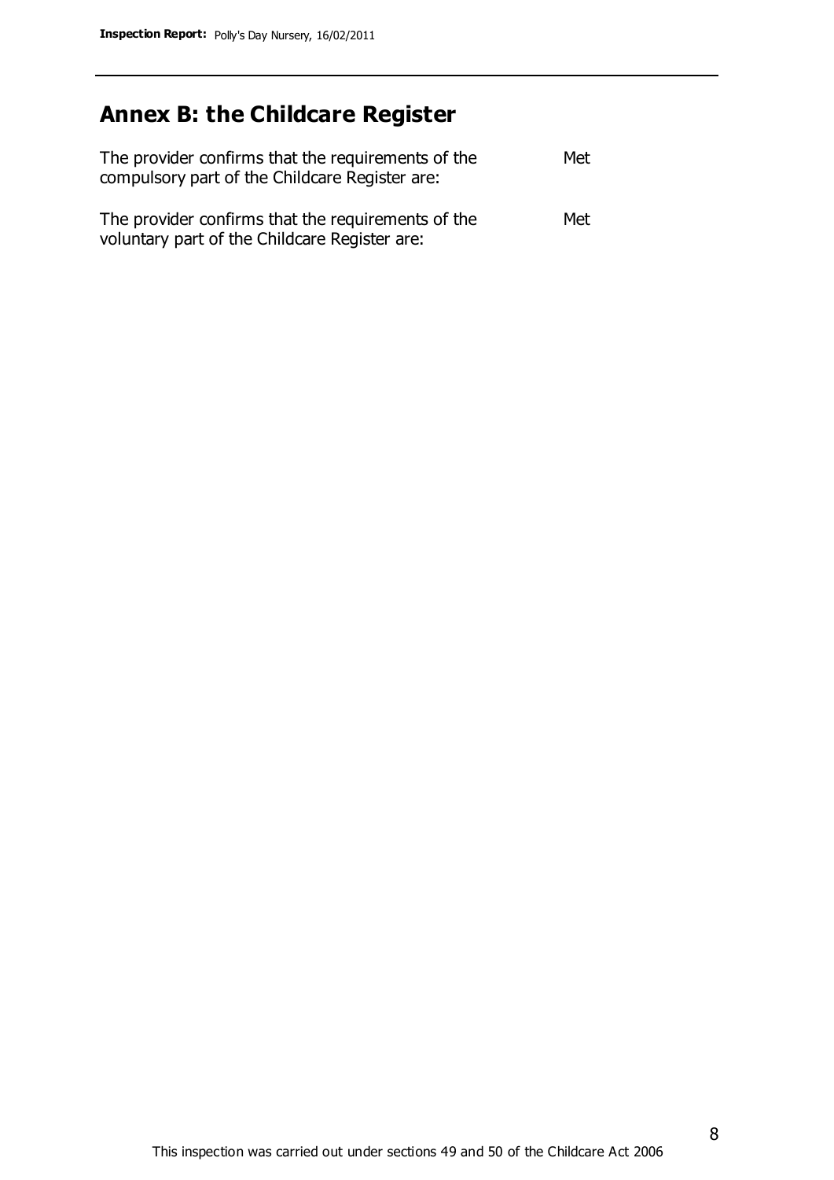## Annex B: the Childcare Register

| | |
|---|---|
| The provider confirms that the requirements of the compulsory part of the Childcare Register are: | Met |
| The provider confirms that the requirements of the voluntary part of the Childcare Register are: | Met |

This inspection was carried out under sections 49 and 50 of the Childcare Act 2006